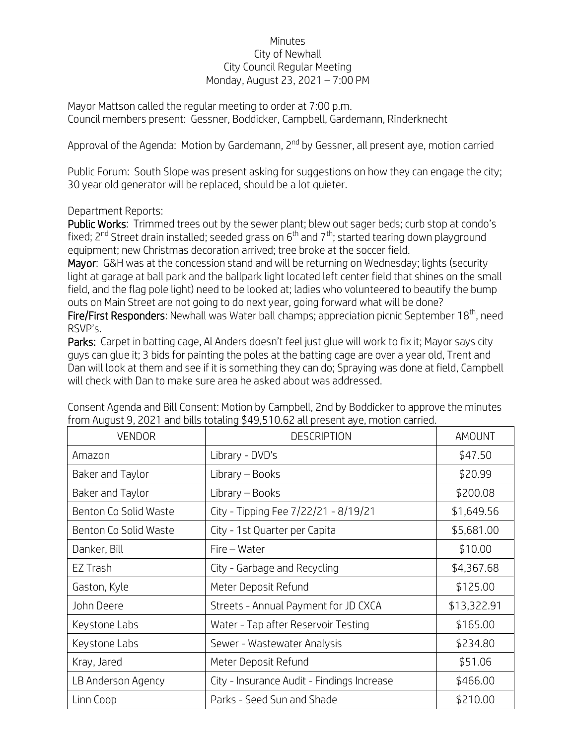Minutes
City of Newhall
City Council Regular Meeting
Monday, August 23, 2021 – 7:00 PM

Mayor Mattson called the regular meeting to order at 7:00 p.m.
Council members present: Gessner, Boddicker, Campbell, Gardemann, Rinderknecht

Approval of the Agenda: Motion by Gardemann, 2nd by Gessner, all present aye, motion carried

Public Forum: South Slope was present asking for suggestions on how they can engage the city; 30 year old generator will be replaced, should be a lot quieter.

Department Reports:

**Public Works**: Trimmed trees out by the sewer plant; blew out sager beds; curb stop at condo's fixed; 2nd Street drain installed; seeded grass on 6th and 7th; started tearing down playground equipment; new Christmas decoration arrived; tree broke at the soccer field.

**Mayor**: G&H was at the concession stand and will be returning on Wednesday; lights (security light at garage at ball park and the ballpark light located left center field that shines on the small field, and the flag pole light) need to be looked at; ladies who volunteered to beautify the bump outs on Main Street are not going to do next year, going forward what will be done?

**Fire/First Responders**: Newhall was Water ball champs; appreciation picnic September 18th, need RSVP's.

**Parks**: Carpet in batting cage, Al Anders doesn't feel just glue will work to fix it; Mayor says city guys can glue it; 3 bids for painting the poles at the batting cage are over a year old, Trent and Dan will look at them and see if it is something they can do; Spraying was done at field, Campbell will check with Dan to make sure area he asked about was addressed.

Consent Agenda and Bill Consent: Motion by Campbell, 2nd by Boddicker to approve the minutes from August 9, 2021 and bills totaling $49,510.62 all present aye, motion carried.

| VENDOR | DESCRIPTION | AMOUNT |
|---|---|---|
| Amazon | Library - DVD's | $47.50 |
| Baker and Taylor | Library – Books | $20.99 |
| Baker and Taylor | Library – Books | $200.08 |
| Benton Co Solid Waste | City - Tipping Fee 7/22/21 - 8/19/21 | $1,649.56 |
| Benton Co Solid Waste | City - 1st Quarter per Capita | $5,681.00 |
| Danker, Bill | Fire – Water | $10.00 |
| EZ Trash | City - Garbage and Recycling | $4,367.68 |
| Gaston, Kyle | Meter Deposit Refund | $125.00 |
| John Deere | Streets - Annual Payment for JD CXCA | $13,322.91 |
| Keystone Labs | Water - Tap after Reservoir Testing | $165.00 |
| Keystone Labs | Sewer - Wastewater Analysis | $234.80 |
| Kray, Jared | Meter Deposit Refund | $51.06 |
| LB Anderson Agency | City - Insurance Audit - Findings Increase | $466.00 |
| Linn Coop | Parks - Seed Sun and Shade | $210.00 |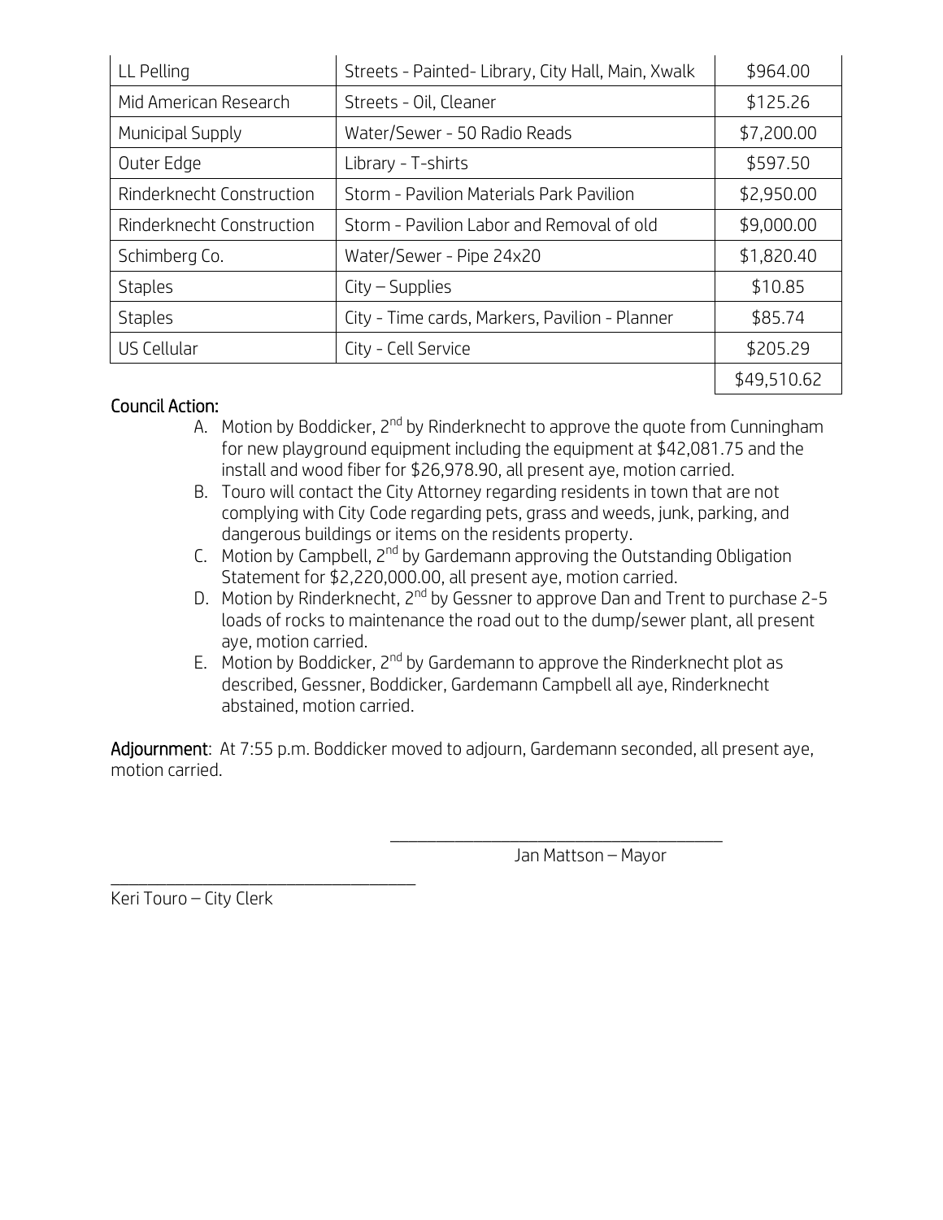| | | |
|---|---|---|
| LL Pelling | Streets - Painted- Library, City Hall, Main, Xwalk | $964.00 |
| Mid American Research | Streets - Oil, Cleaner | $125.26 |
| Municipal Supply | Water/Sewer - 50 Radio Reads | $7,200.00 |
| Outer Edge | Library - T-shirts | $597.50 |
| Rinderknecht Construction | Storm - Pavilion Materials Park Pavilion | $2,950.00 |
| Rinderknecht Construction | Storm - Pavilion Labor and Removal of old | $9,000.00 |
| Schimberg Co. | Water/Sewer - Pipe 24x20 | $1,820.40 |
| Staples | City – Supplies | $10.85 |
| Staples | City - Time cards, Markers, Pavilion - Planner | $85.74 |
| US Cellular | City - Cell Service | $205.29 |
| | | $49,510.62 |

**Council Action:**

A. Motion by Boddicker, 2nd by Rinderknecht to approve the quote from Cunningham for new playground equipment including the equipment at $42,081.75 and the install and wood fiber for $26,978.90, all present aye, motion carried.
B. Touro will contact the City Attorney regarding residents in town that are not complying with City Code regarding pets, grass and weeds, junk, parking, and dangerous buildings or items on the residents property.
C. Motion by Campbell, 2nd by Gardemann approving the Outstanding Obligation Statement for $2,220,000.00, all present aye, motion carried.
D. Motion by Rinderknecht, 2nd by Gessner to approve Dan and Trent to purchase 2-5 loads of rocks to maintenance the road out to the dump/sewer plant, all present aye, motion carried.
E. Motion by Boddicker, 2nd by Gardemann to approve the Rinderknecht plot as described, Gessner, Boddicker, Gardemann Campbell all aye, Rinderknecht abstained, motion carried.

**Adjournment**: At 7:55 p.m. Boddicker moved to adjourn, Gardemann seconded, all present aye, motion carried.

\_\_\_\_\_\_\_\_\_\_\_\_\_\_\_\_\_\_\_\_\_\_\_\_\_\_\_\_\_\_\_\_\_\_\_\_\_\_\_\_
Jan Mattson – Mayor

\_\_\_\_\_\_\_\_\_\_\_\_\_\_\_\_\_\_\_\_\_\_\_\_\_\_\_\_\_\_\_\_\_\_\_\_\_\_\_\_
Keri Touro – City Clerk